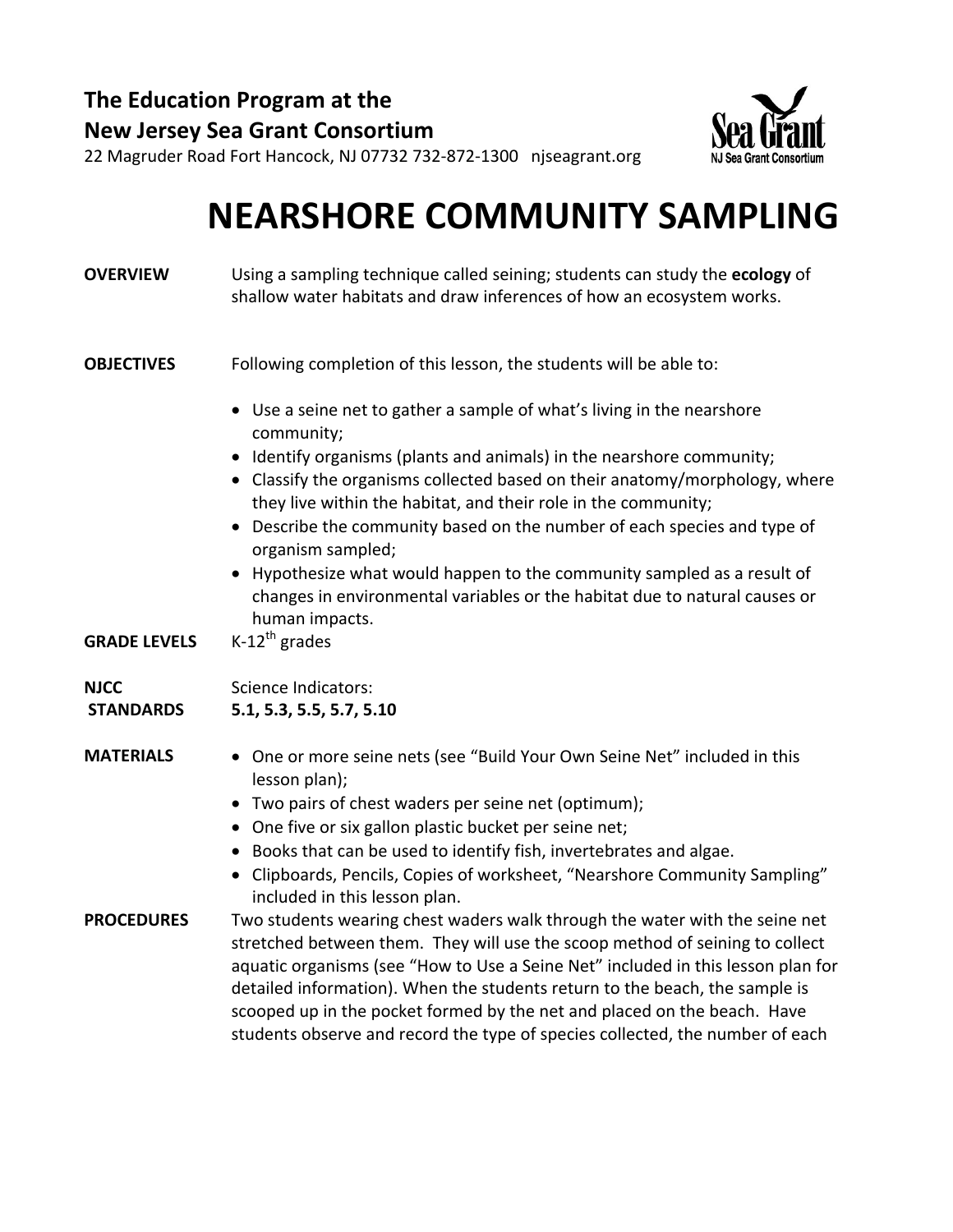**The Education Program at the**
**New Jersey Sea Grant Consortium**
22 Magruder Road Fort Hancock, NJ 07732 732-872-1300 njseagrant.org

# NEARSHORE COMMUNITY SAMPLING

**OVERVIEW**

Using a sampling technique called seining; students can study the **ecology** of shallow water habitats and draw inferences of how an ecosystem works.

**OBJECTIVES**

Following completion of this lesson, the students will be able to:

- Use a seine net to gather a sample of what's living in the nearshore community;
- Identify organisms (plants and animals) in the nearshore community;
- Classify the organisms collected based on their anatomy/morphology, where they live within the habitat, and their role in the community;
- Describe the community based on the number of each species and type of organism sampled;
- Hypothesize what would happen to the community sampled as a result of changes in environmental variables or the habitat due to natural causes or human impacts.

**GRADE LEVELS**

K-12th grades

**NJCC STANDARDS**

Science Indicators:
**5.1, 5.3, 5.5, 5.7, 5.10**

**MATERIALS**

- One or more seine nets (see "Build Your Own Seine Net" included in this lesson plan);
- Two pairs of chest waders per seine net (optimum);
- One five or six gallon plastic bucket per seine net;
- Books that can be used to identify fish, invertebrates and algae.
- Clipboards, Pencils, Copies of worksheet, "Nearshore Community Sampling" included in this lesson plan.

**PROCEDURES**

Two students wearing chest waders walk through the water with the seine net stretched between them. They will use the scoop method of seining to collect aquatic organisms (see "How to Use a Seine Net" included in this lesson plan for detailed information). When the students return to the beach, the sample is scooped up in the pocket formed by the net and placed on the beach. Have students observe and record the type of species collected, the number of each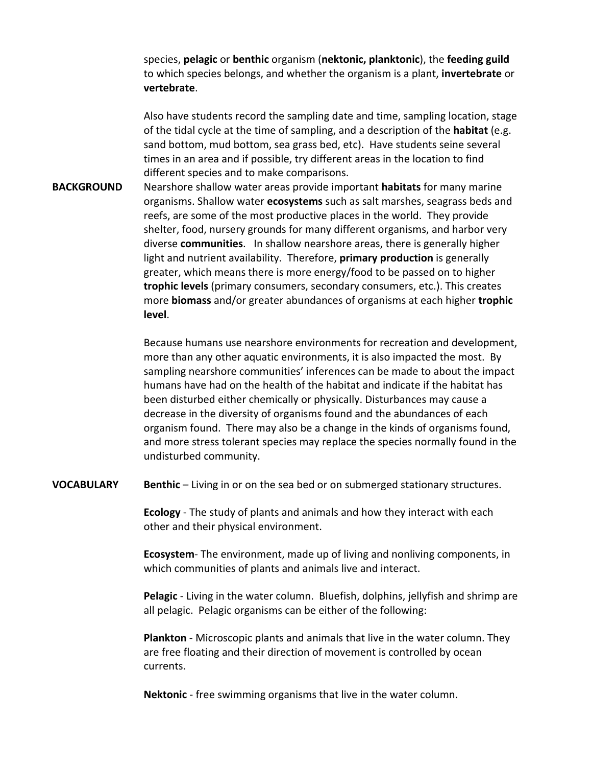species, **pelagic** or **benthic** organism (**nektonic, planktonic**), the **feeding guild** to which species belongs, and whether the organism is a plant, **invertebrate** or **vertebrate**.

Also have students record the sampling date and time, sampling location, stage of the tidal cycle at the time of sampling, and a description of the **habitat** (e.g. sand bottom, mud bottom, sea grass bed, etc). Have students seine several times in an area and if possible, try different areas in the location to find different species and to make comparisons.

**BACKGROUND**

Nearshore shallow water areas provide important **habitats** for many marine organisms. Shallow water **ecosystems** such as salt marshes, seagrass beds and reefs, are some of the most productive places in the world. They provide shelter, food, nursery grounds for many different organisms, and harbor very diverse **communities**. In shallow nearshore areas, there is generally higher light and nutrient availability. Therefore, **primary production** is generally greater, which means there is more energy/food to be passed on to higher **trophic levels** (primary consumers, secondary consumers, etc.). This creates more **biomass** and/or greater abundances of organisms at each higher **trophic level**.

Because humans use nearshore environments for recreation and development, more than any other aquatic environments, it is also impacted the most. By sampling nearshore communities' inferences can be made to about the impact humans have had on the health of the habitat and indicate if the habitat has been disturbed either chemically or physically. Disturbances may cause a decrease in the diversity of organisms found and the abundances of each organism found. There may also be a change in the kinds of organisms found, and more stress tolerant species may replace the species normally found in the undisturbed community.

**VOCABULARY**

**Benthic** – Living in or on the sea bed or on submerged stationary structures.

**Ecology** - The study of plants and animals and how they interact with each other and their physical environment.

**Ecosystem**- The environment, made up of living and nonliving components, in which communities of plants and animals live and interact.

**Pelagic** - Living in the water column. Bluefish, dolphins, jellyfish and shrimp are all pelagic. Pelagic organisms can be either of the following:

**Plankton** - Microscopic plants and animals that live in the water column. They are free floating and their direction of movement is controlled by ocean currents.

**Nektonic** - free swimming organisms that live in the water column.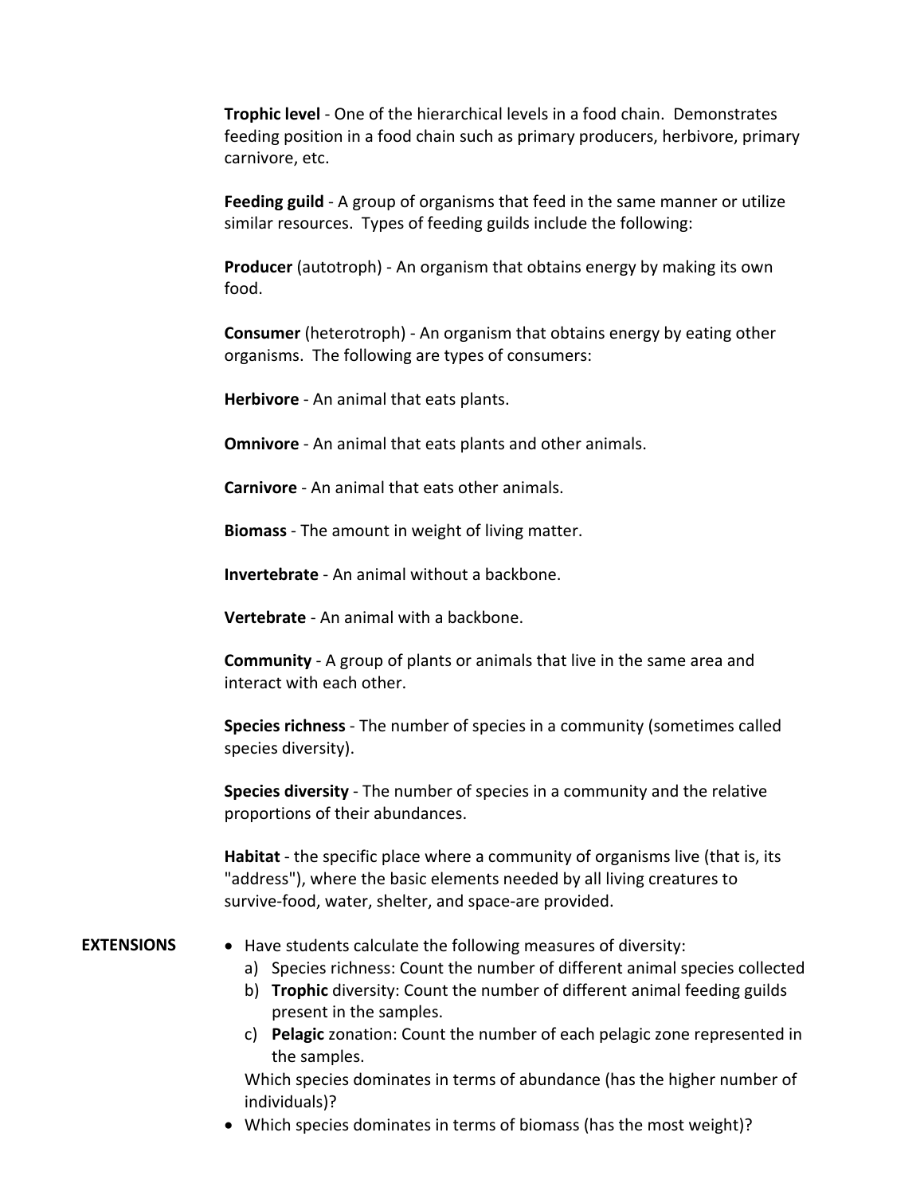**Trophic level** - One of the hierarchical levels in a food chain. Demonstrates feeding position in a food chain such as primary producers, herbivore, primary carnivore, etc.

**Feeding guild** - A group of organisms that feed in the same manner or utilize similar resources. Types of feeding guilds include the following:

**Producer** (autotroph) - An organism that obtains energy by making its own food.

**Consumer** (heterotroph) - An organism that obtains energy by eating other organisms. The following are types of consumers:

**Herbivore** - An animal that eats plants.

**Omnivore** - An animal that eats plants and other animals.

**Carnivore** - An animal that eats other animals.

**Biomass** - The amount in weight of living matter.

**Invertebrate** - An animal without a backbone.

**Vertebrate** - An animal with a backbone.

**Community** - A group of plants or animals that live in the same area and interact with each other.

**Species richness** - The number of species in a community (sometimes called species diversity).

**Species diversity** - The number of species in a community and the relative proportions of their abundances.

**Habitat** - the specific place where a community of organisms live (that is, its "address"), where the basic elements needed by all living creatures to survive-food, water, shelter, and space-are provided.

**EXTENSIONS**

- Have students calculate the following measures of diversity:
  a) Species richness: Count the number of different animal species collected
  b) **Trophic** diversity: Count the number of different animal feeding guilds present in the samples.
  c) **Pelagic** zonation: Count the number of each pelagic zone represented in the samples.

  Which species dominates in terms of abundance (has the higher number of individuals)?
- Which species dominates in terms of biomass (has the most weight)?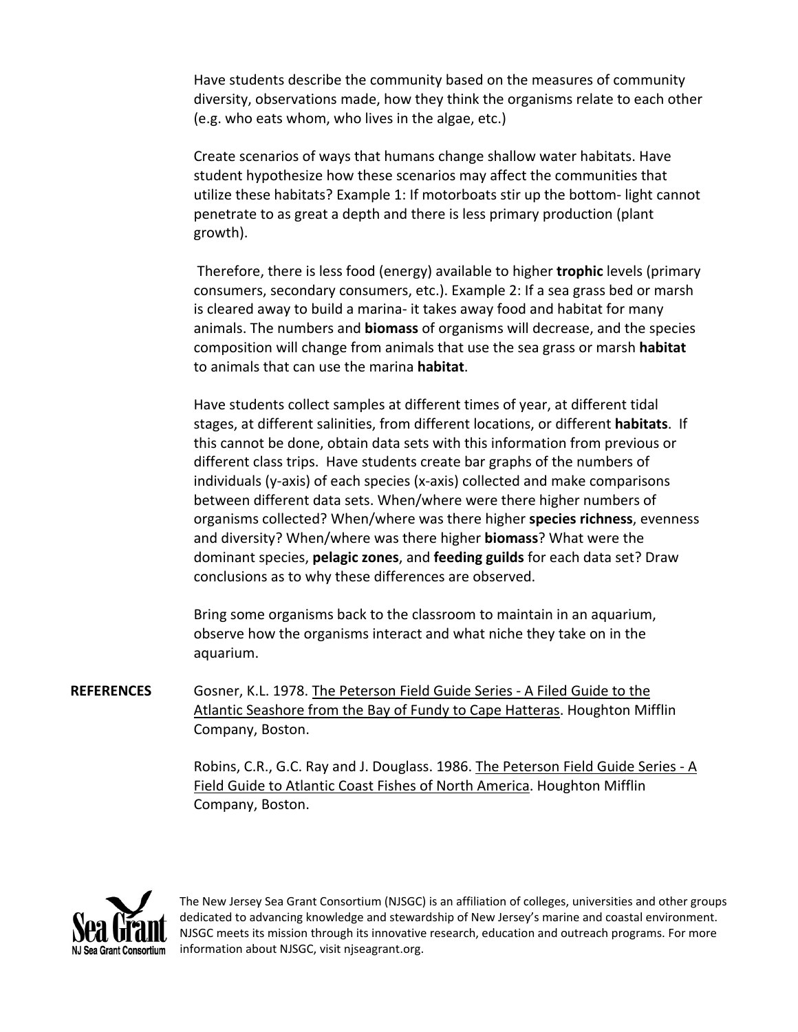Have students describe the community based on the measures of community diversity, observations made, how they think the organisms relate to each other (e.g. who eats whom, who lives in the algae, etc.)

Create scenarios of ways that humans change shallow water habitats. Have student hypothesize how these scenarios may affect the communities that utilize these habitats? Example 1: If motorboats stir up the bottom- light cannot penetrate to as great a depth and there is less primary production (plant growth).

Therefore, there is less food (energy) available to higher **trophic** levels (primary consumers, secondary consumers, etc.). Example 2: If a sea grass bed or marsh is cleared away to build a marina- it takes away food and habitat for many animals. The numbers and **biomass** of organisms will decrease, and the species composition will change from animals that use the sea grass or marsh **habitat** to animals that can use the marina **habitat**.

Have students collect samples at different times of year, at different tidal stages, at different salinities, from different locations, or different **habitats**. If this cannot be done, obtain data sets with this information from previous or different class trips. Have students create bar graphs of the numbers of individuals (y-axis) of each species (x-axis) collected and make comparisons between different data sets. When/where were there higher numbers of organisms collected? When/where was there higher **species richness**, evenness and diversity? When/where was there higher **biomass**? What were the dominant species, **pelagic zones**, and **feeding guilds** for each data set? Draw conclusions as to why these differences are observed.

Bring some organisms back to the classroom to maintain in an aquarium, observe how the organisms interact and what niche they take on in the aquarium.

**REFERENCES**

Gosner, K.L. 1978. The Peterson Field Guide Series - A Filed Guide to the Atlantic Seashore from the Bay of Fundy to Cape Hatteras. Houghton Mifflin Company, Boston.

Robins, C.R., G.C. Ray and J. Douglass. 1986. The Peterson Field Guide Series - A Field Guide to Atlantic Coast Fishes of North America. Houghton Mifflin Company, Boston.

The New Jersey Sea Grant Consortium (NJSGC) is an affiliation of colleges, universities and other groups dedicated to advancing knowledge and stewardship of New Jersey's marine and coastal environment. NJSGC meets its mission through its innovative research, education and outreach programs. For more information about NJSGC, visit njseagrant.org.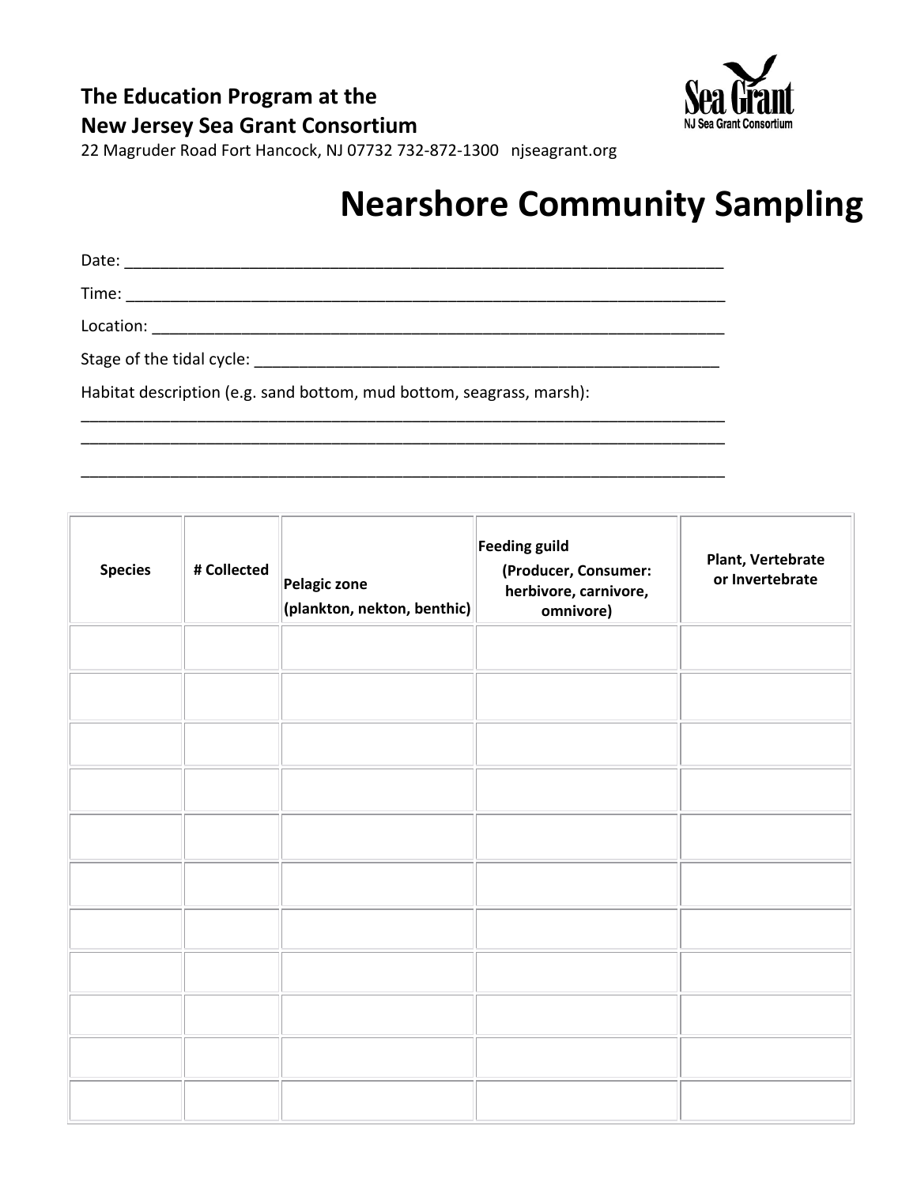**The Education Program at the**
**New Jersey Sea Grant Consortium**
22 Magruder Road Fort Hancock, NJ 07732 732-872-1300 njseagrant.org

# Nearshore Community Sampling

Date: ___________________________________________________________________

Time: ___________________________________________________________________

Location: ________________________________________________________________

Stage of the tidal cycle: _________________________________________________

Habitat description (e.g. sand bottom, mud bottom, seagrass, marsh):

___________________________________________________________________________

___________________________________________________________________________

___________________________________________________________________________

| Species | # Collected | Pelagic zone (plankton, nekton, benthic) | Feeding guild (Producer, Consumer: herbivore, carnivore, omnivore) | Plant, Vertebrate or Invertebrate |
|---|---|---|---|---|
| | | | | |
| | | | | |
| | | | | |
| | | | | |
| | | | | |
| | | | | |
| | | | | |
| | | | | |
| | | | | |
| | | | | |
| | | | | |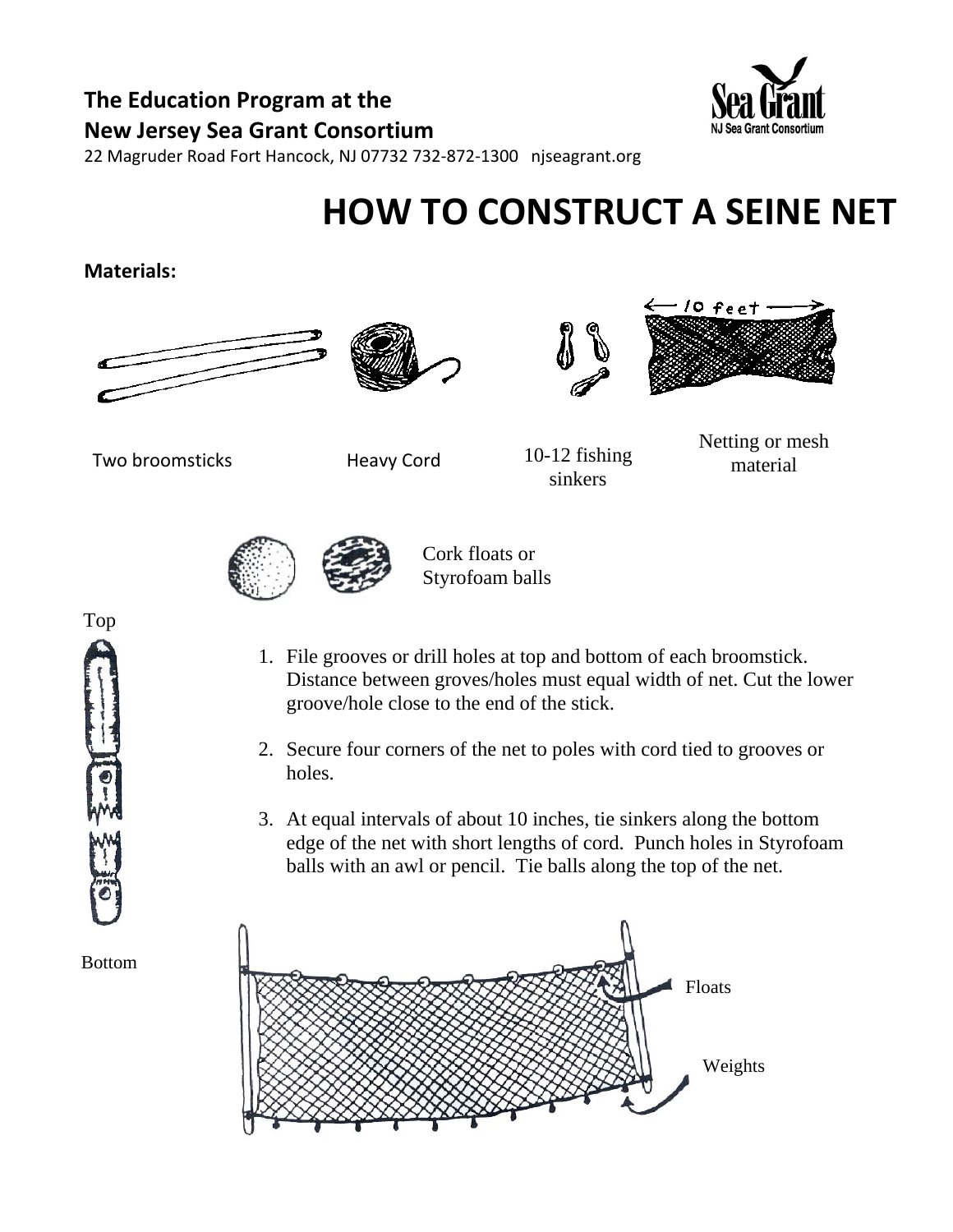**The Education Program at the**
**New Jersey Sea Grant Consortium**
22 Magruder Road Fort Hancock, NJ 07732 732-872-1300 njseagrant.org

# HOW TO CONSTRUCT A SEINE NET

**Materials:**

10 feet

Two broomsticks

Heavy Cord

10-12 fishing sinkers

Netting or mesh material

Cork floats or Styrofoam balls

Top

Bottom

1. File grooves or drill holes at top and bottom of each broomstick. Distance between groves/holes must equal width of net. Cut the lower groove/hole close to the end of the stick.

2. Secure four corners of the net to poles with cord tied to grooves or holes.

3. At equal intervals of about 10 inches, tie sinkers along the bottom edge of the net with short lengths of cord. Punch holes in Styrofoam balls with an awl or pencil. Tie balls along the top of the net.

Floats

Weights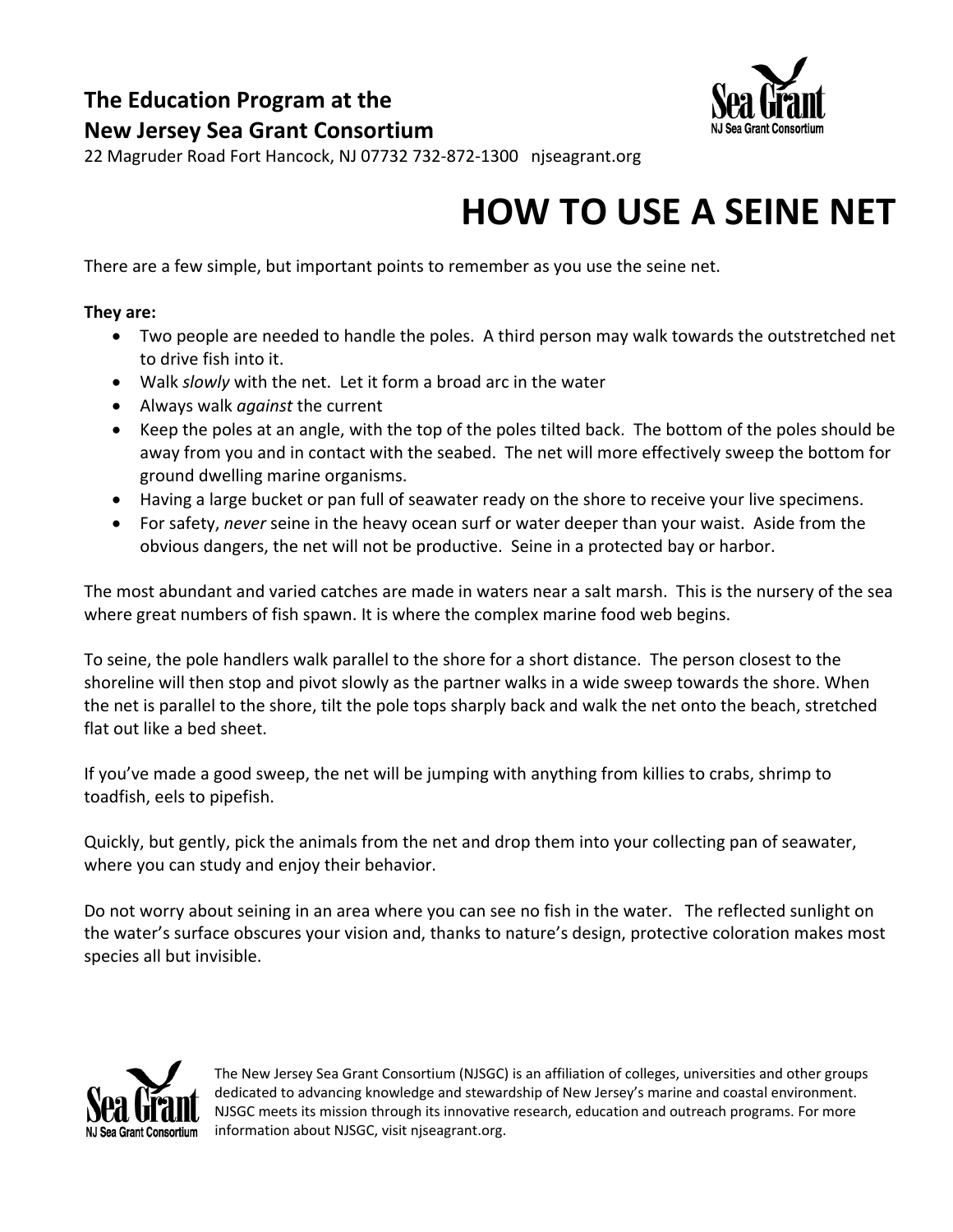**The Education Program at the**
**New Jersey Sea Grant Consortium**
22 Magruder Road Fort Hancock, NJ 07732 732-872-1300 njseagrant.org

# HOW TO USE A SEINE NET

There are a few simple, but important points to remember as you use the seine net.

**They are:**

- Two people are needed to handle the poles. A third person may walk towards the outstretched net to drive fish into it.
- Walk *slowly* with the net. Let it form a broad arc in the water
- Always walk *against* the current
- Keep the poles at an angle, with the top of the poles tilted back. The bottom of the poles should be away from you and in contact with the seabed. The net will more effectively sweep the bottom for ground dwelling marine organisms.
- Having a large bucket or pan full of seawater ready on the shore to receive your live specimens.
- For safety, *never* seine in the heavy ocean surf or water deeper than your waist. Aside from the obvious dangers, the net will not be productive. Seine in a protected bay or harbor.

The most abundant and varied catches are made in waters near a salt marsh. This is the nursery of the sea where great numbers of fish spawn. It is where the complex marine food web begins.

To seine, the pole handlers walk parallel to the shore for a short distance. The person closest to the shoreline will then stop and pivot slowly as the partner walks in a wide sweep towards the shore. When the net is parallel to the shore, tilt the pole tops sharply back and walk the net onto the beach, stretched flat out like a bed sheet.

If you've made a good sweep, the net will be jumping with anything from killies to crabs, shrimp to toadfish, eels to pipefish.

Quickly, but gently, pick the animals from the net and drop them into your collecting pan of seawater, where you can study and enjoy their behavior.

Do not worry about seining in an area where you can see no fish in the water. The reflected sunlight on the water's surface obscures your vision and, thanks to nature's design, protective coloration makes most species all but invisible.

The New Jersey Sea Grant Consortium (NJSGC) is an affiliation of colleges, universities and other groups dedicated to advancing knowledge and stewardship of New Jersey's marine and coastal environment. NJSGC meets its mission through its innovative research, education and outreach programs. For more information about NJSGC, visit njseagrant.org.